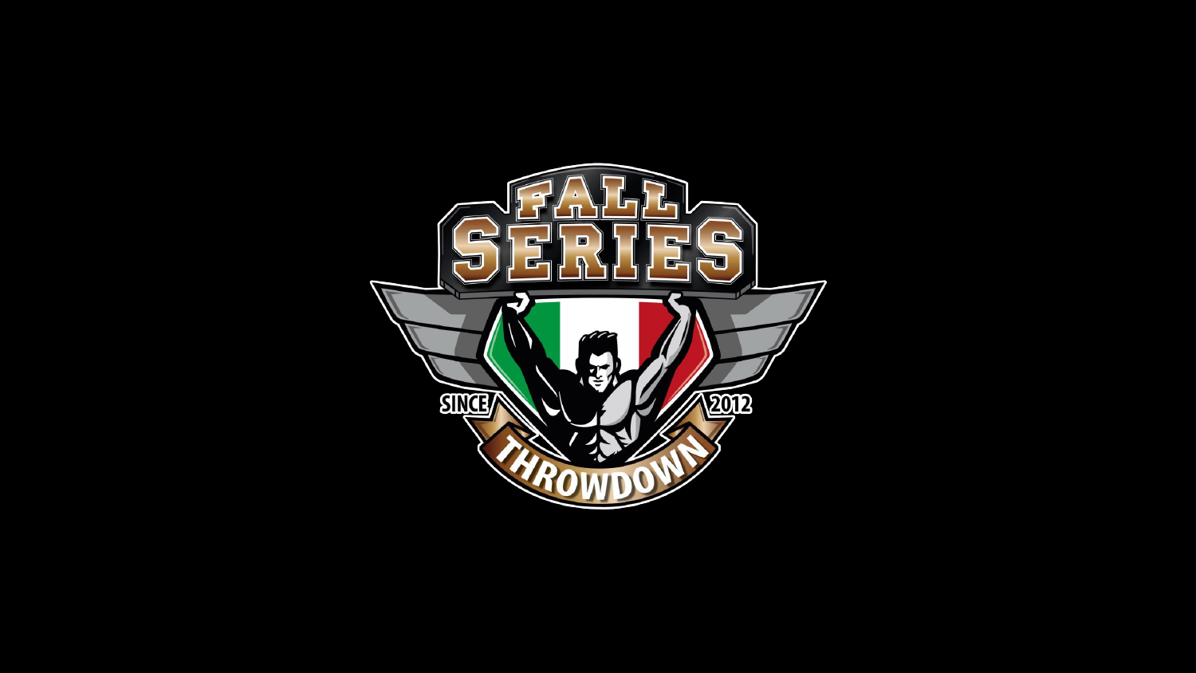# FALL SERIES

SINCE 2012

THROWDOWN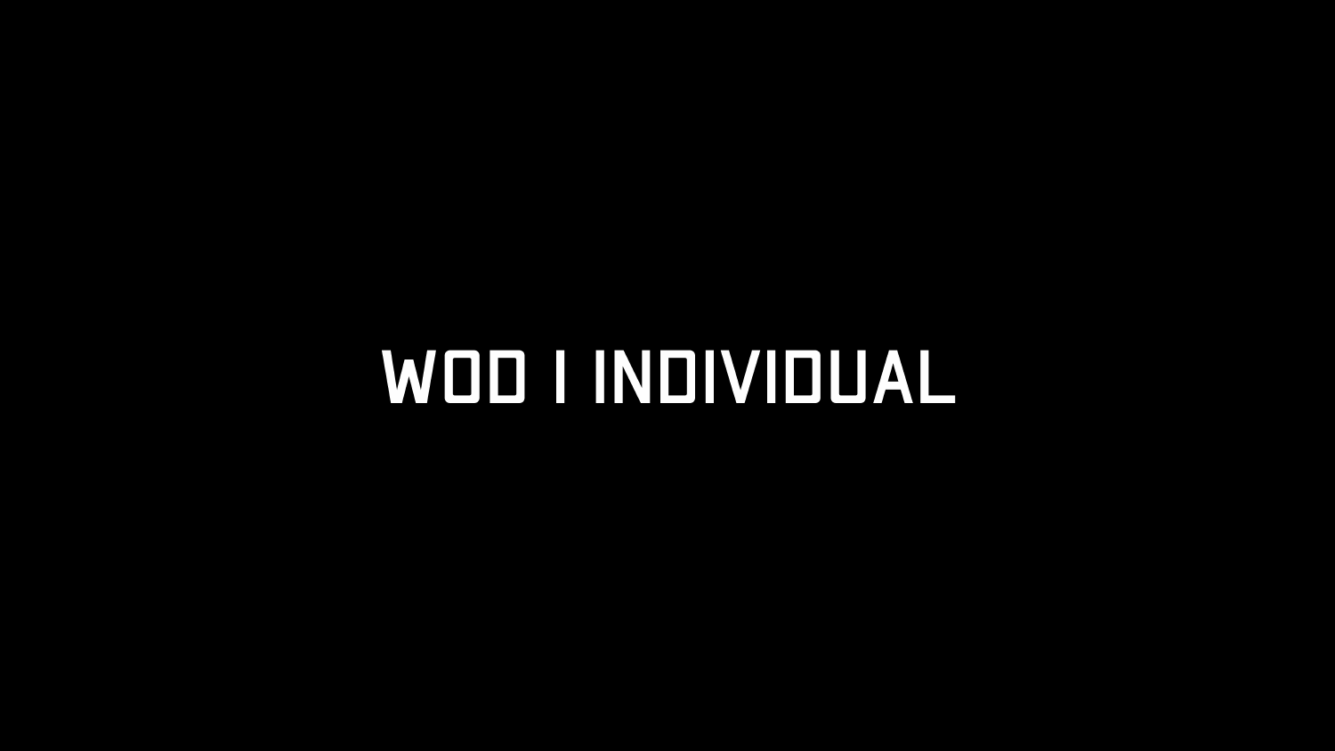# WOD I INDIVIDUAL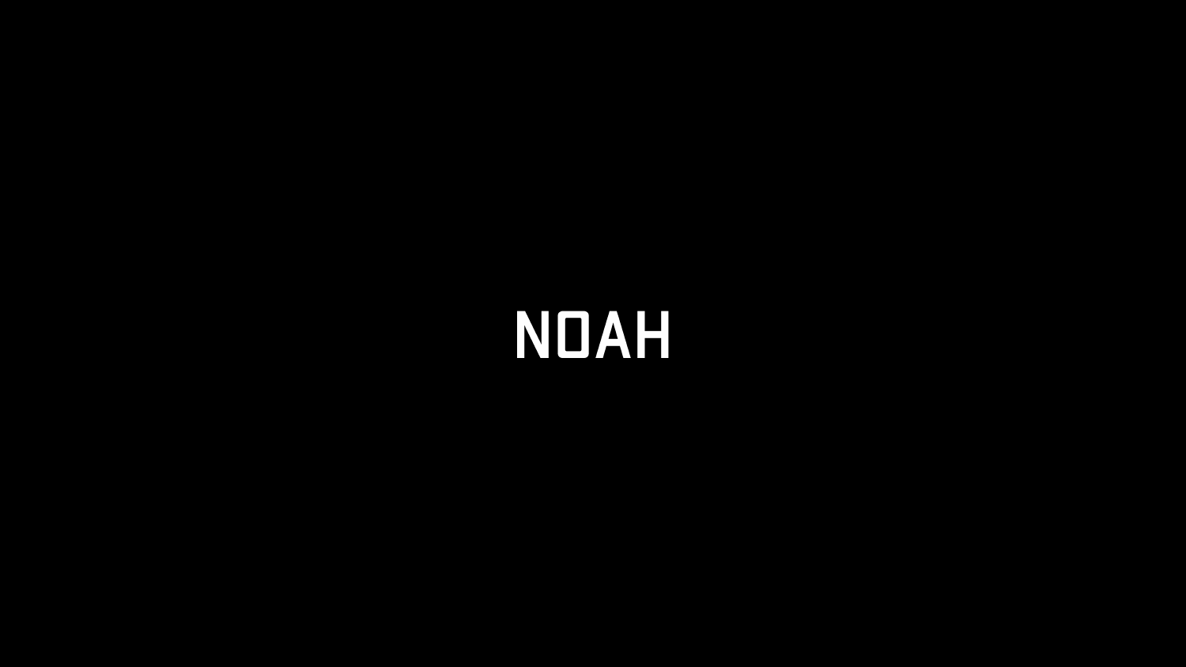# NOAH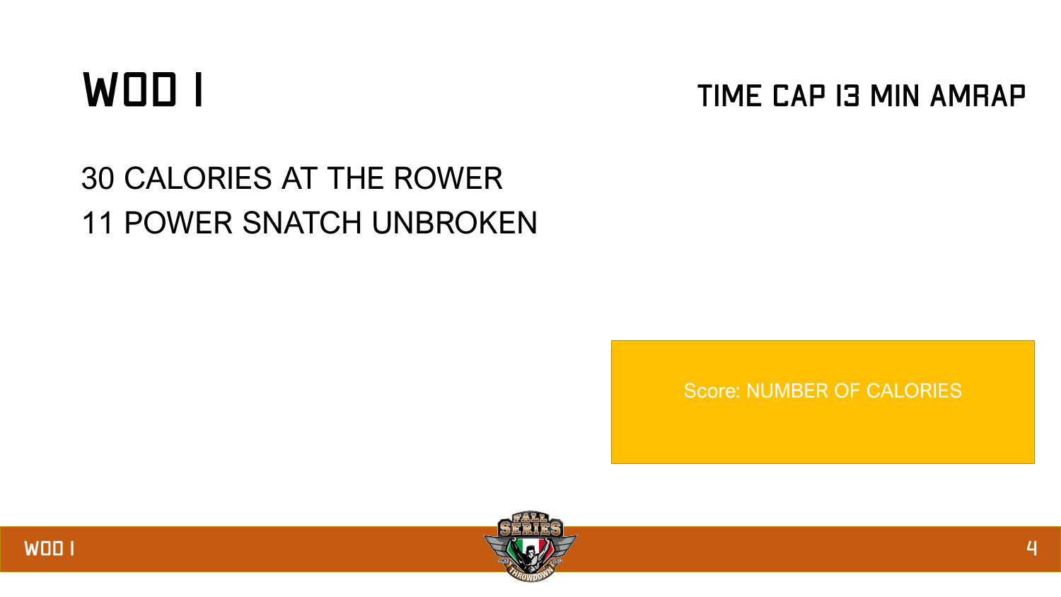# WOD 1

## TIME CAP 13 MIN AMRAP

30 CALORIES AT THE ROWER
11 POWER SNATCH UNBROKEN

Score: NUMBER OF CALORIES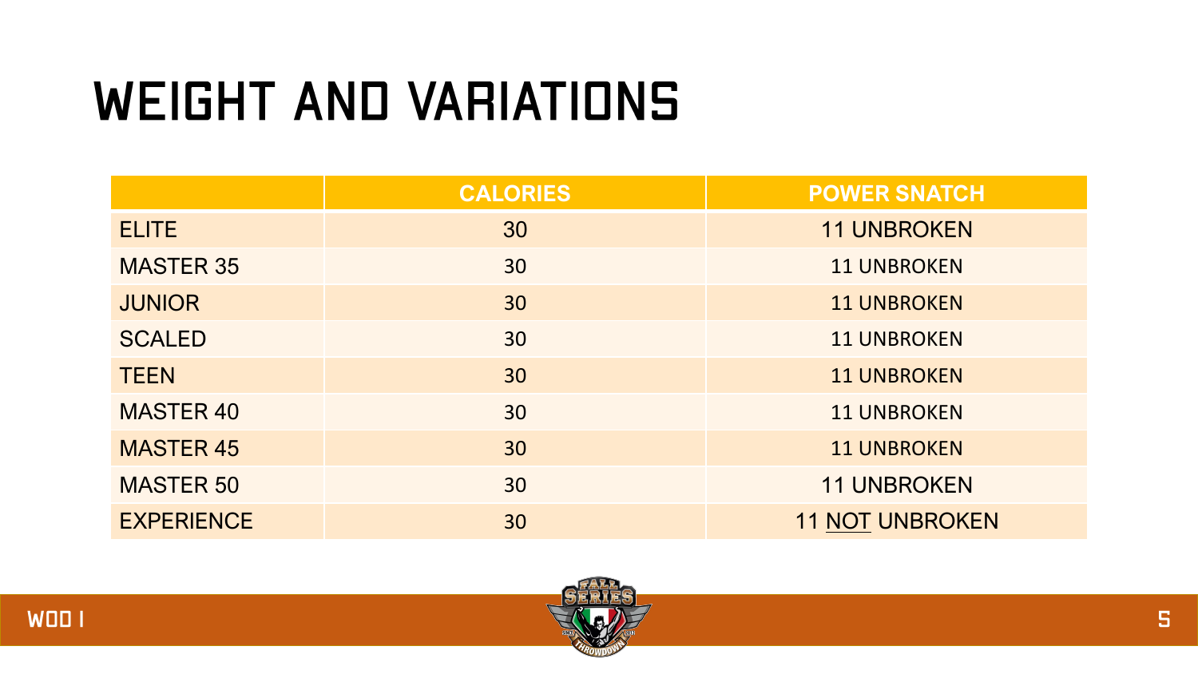# WEIGHT AND VARIATIONS

| | CALORIES | POWER SNATCH |
|---|---|---|
| ELITE | 30 | 11 UNBROKEN |
| MASTER 35 | 30 | 11 UNBROKEN |
| JUNIOR | 30 | 11 UNBROKEN |
| SCALED | 30 | 11 UNBROKEN |
| TEEN | 30 | 11 UNBROKEN |
| MASTER 40 | 30 | 11 UNBROKEN |
| MASTER 45 | 30 | 11 UNBROKEN |
| MASTER 50 | 30 | 11 UNBROKEN |
| EXPERIENCE | 30 | 11 NOT UNBROKEN |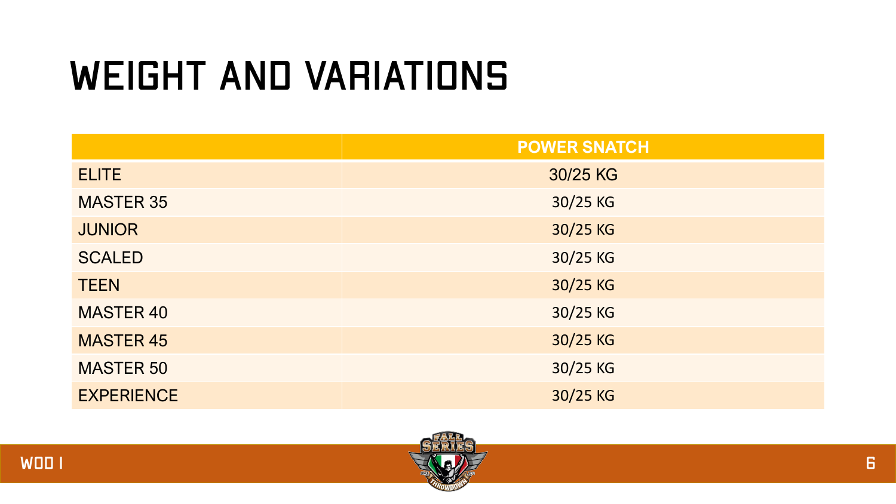# WEIGHT AND VARIATIONS

| | POWER SNATCH |
|---|---|
| ELITE | 30/25 KG |
| MASTER 35 | 30/25 KG |
| JUNIOR | 30/25 KG |
| SCALED | 30/25 KG |
| TEEN | 30/25 KG |
| MASTER 40 | 30/25 KG |
| MASTER 45 | 30/25 KG |
| MASTER 50 | 30/25 KG |
| EXPERIENCE | 30/25 KG |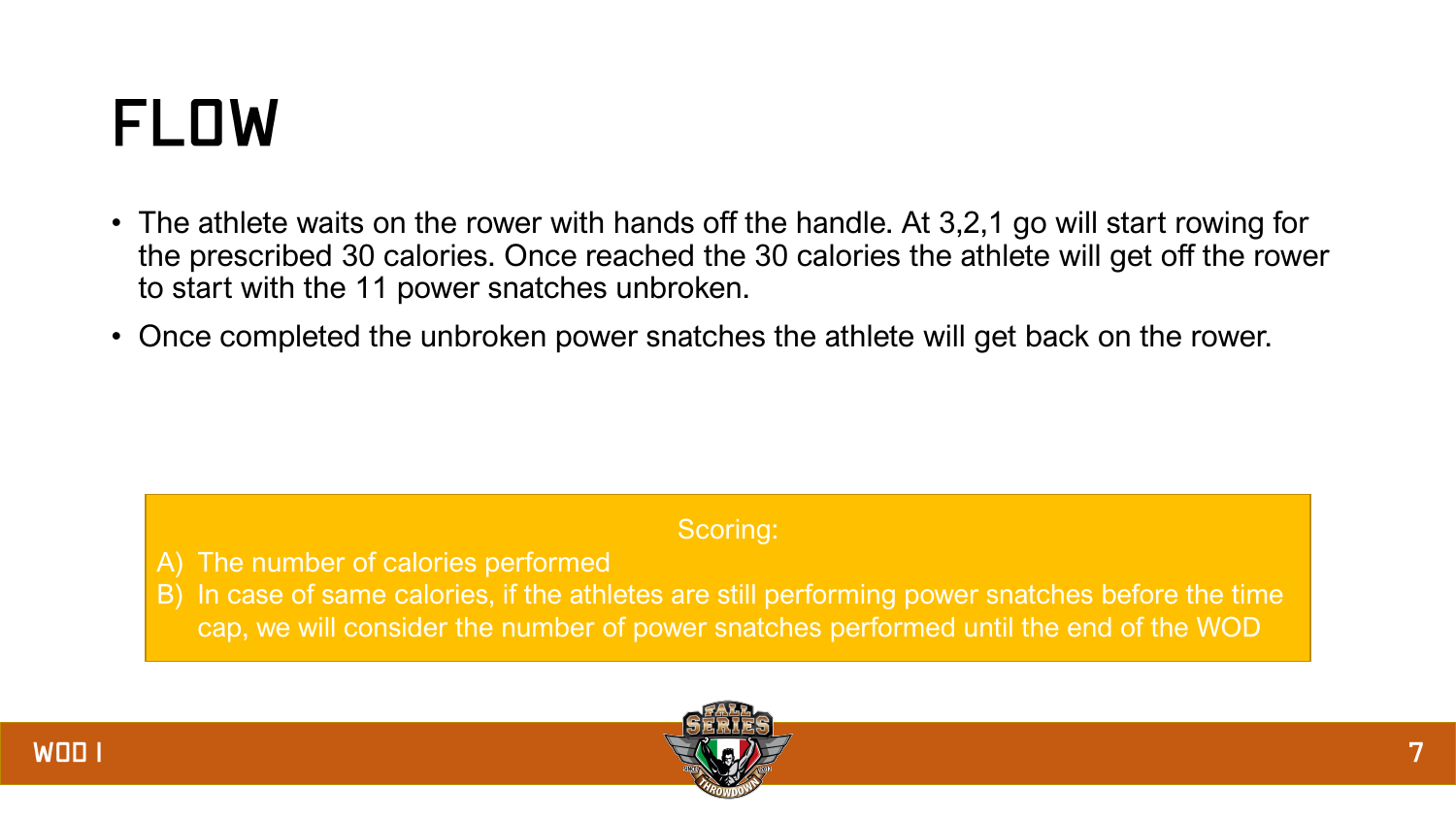# FLOW

- The athlete waits on the rower with hands off the handle. At 3,2,1 go will start rowing for the prescribed 30 calories. Once reached the 30 calories the athlete will get off the rower to start with the 11 power snatches unbroken.
- Once completed the unbroken power snatches the athlete will get back on the rower.

**Scoring:**

A) The number of calories performed
B) In case of same calories, if the athletes are still performing power snatches before the time cap, we will consider the number of power snatches performed until the end of the WOD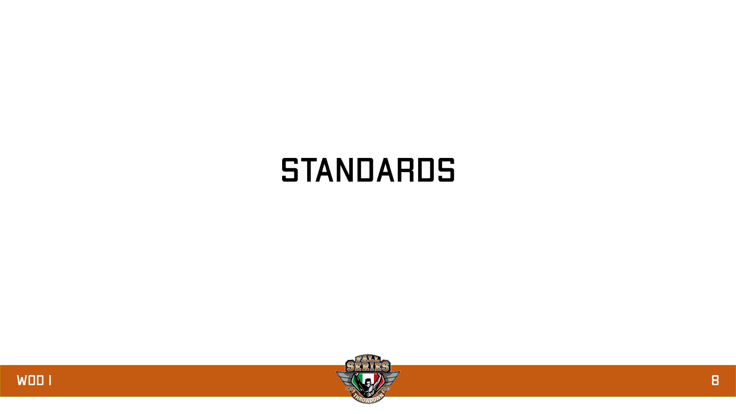# STANDARDS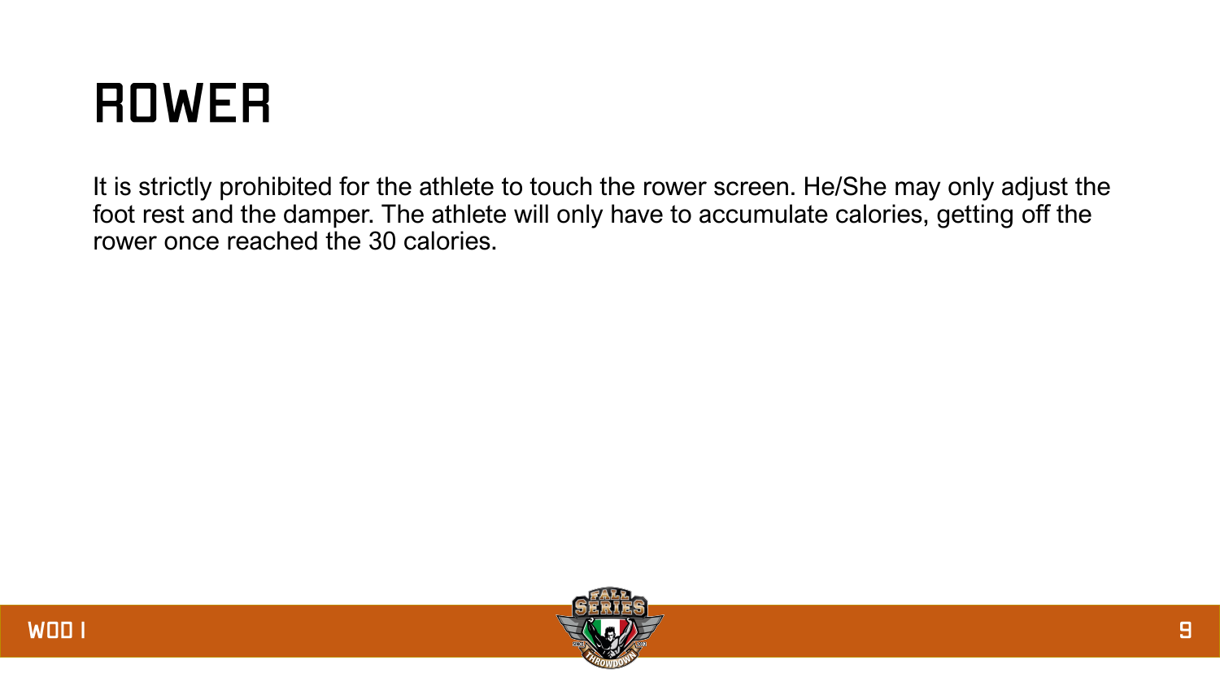# ROWER

It is strictly prohibited for the athlete to touch the rower screen. He/She may only adjust the foot rest and the damper. The athlete will only have to accumulate calories, getting off the rower once reached the 30 calories.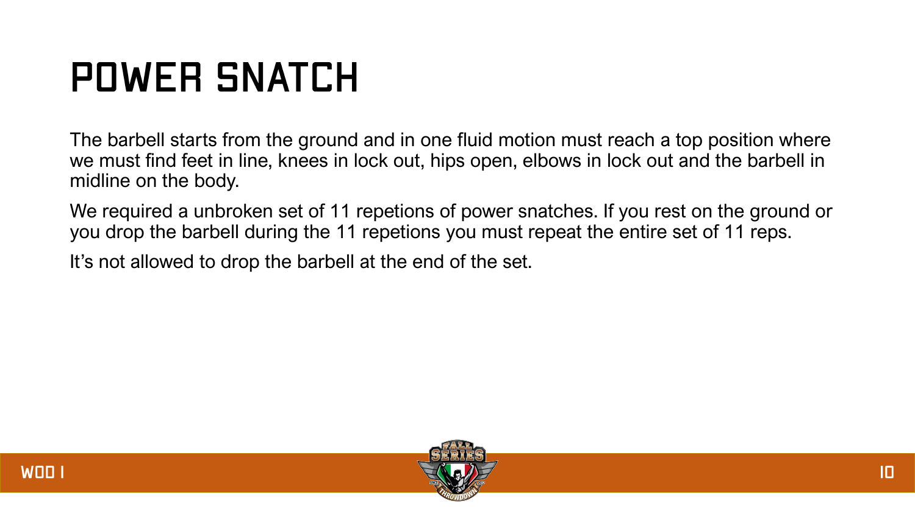# POWER SNATCH

The barbell starts from the ground and in one fluid motion must reach a top position where we must find feet in line, knees in lock out, hips open, elbows in lock out and the barbell in midline on the body.

We required a unbroken set of 11 repetions of power snatches. If you rest on the ground or you drop the barbell during the 11 repetions you must repeat the entire set of 11 reps.

It's not allowed to drop the barbell at the end of the set.